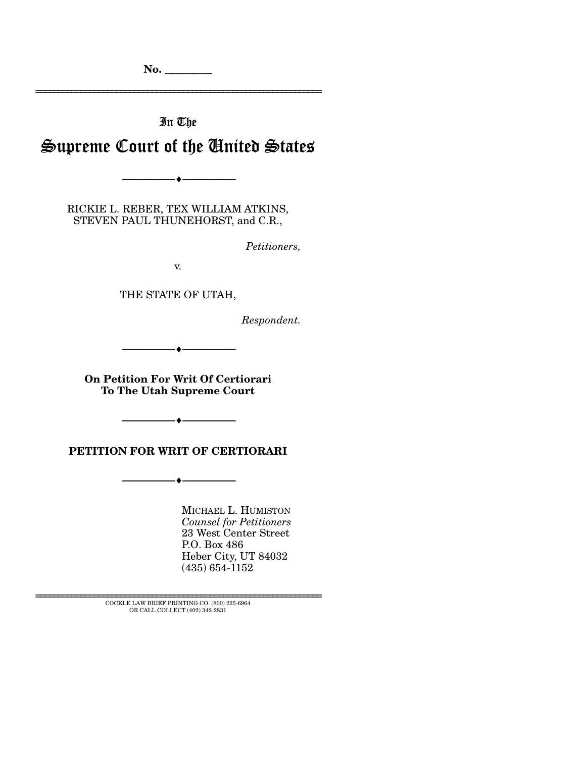No. ________

In The

# Supreme Court of the United States

RICKIE L. REBER, TEX WILLIAM ATKINS, STEVEN PAUL THUNEHORST, and C.R.,

*Petitioners,*

v.

THE STATE OF UTAH,

*Respondent.*

**On Petition For Writ Of Certiorari To The Utah Supreme Court**

**PETITION FOR WRIT OF CERTIORARI**

MICHAEL L. HUMISTON
*Counsel for Petitioners*
23 West Center Street
P.O. Box 486
Heber City, UT 84032
(435) 654-1152

COCKLE LAW BRIEF PRINTING CO. (800) 225-6964
OR CALL COLLECT (402) 342-2831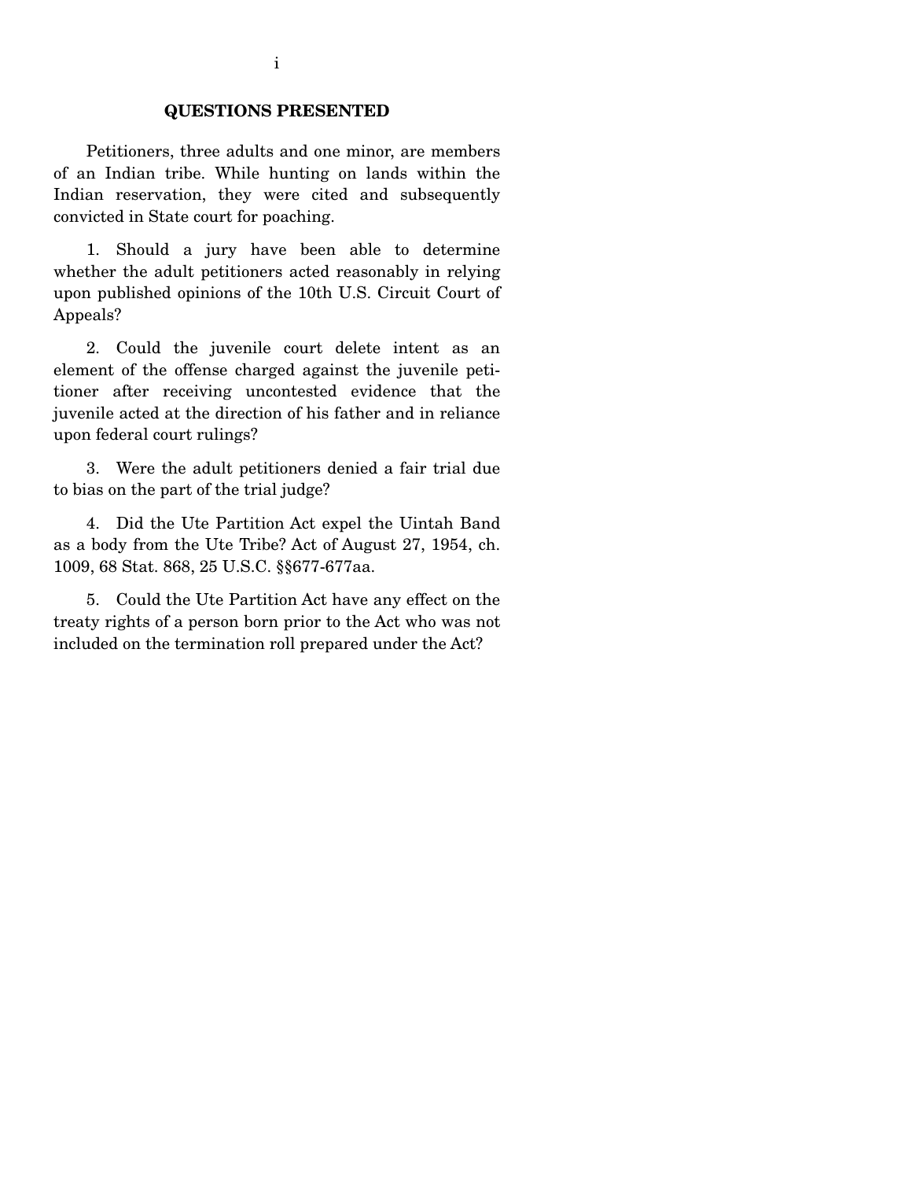## QUESTIONS PRESENTED

Petitioners, three adults and one minor, are members of an Indian tribe. While hunting on lands within the Indian reservation, they were cited and subsequently convicted in State court for poaching.

1. Should a jury have been able to determine whether the adult petitioners acted reasonably in relying upon published opinions of the 10th U.S. Circuit Court of Appeals?

2. Could the juvenile court delete intent as an element of the offense charged against the juvenile petitioner after receiving uncontested evidence that the juvenile acted at the direction of his father and in reliance upon federal court rulings?

3. Were the adult petitioners denied a fair trial due to bias on the part of the trial judge?

4. Did the Ute Partition Act expel the Uintah Band as a body from the Ute Tribe? Act of August 27, 1954, ch. 1009, 68 Stat. 868, 25 U.S.C. §§677-677aa.

5. Could the Ute Partition Act have any effect on the treaty rights of a person born prior to the Act who was not included on the termination roll prepared under the Act?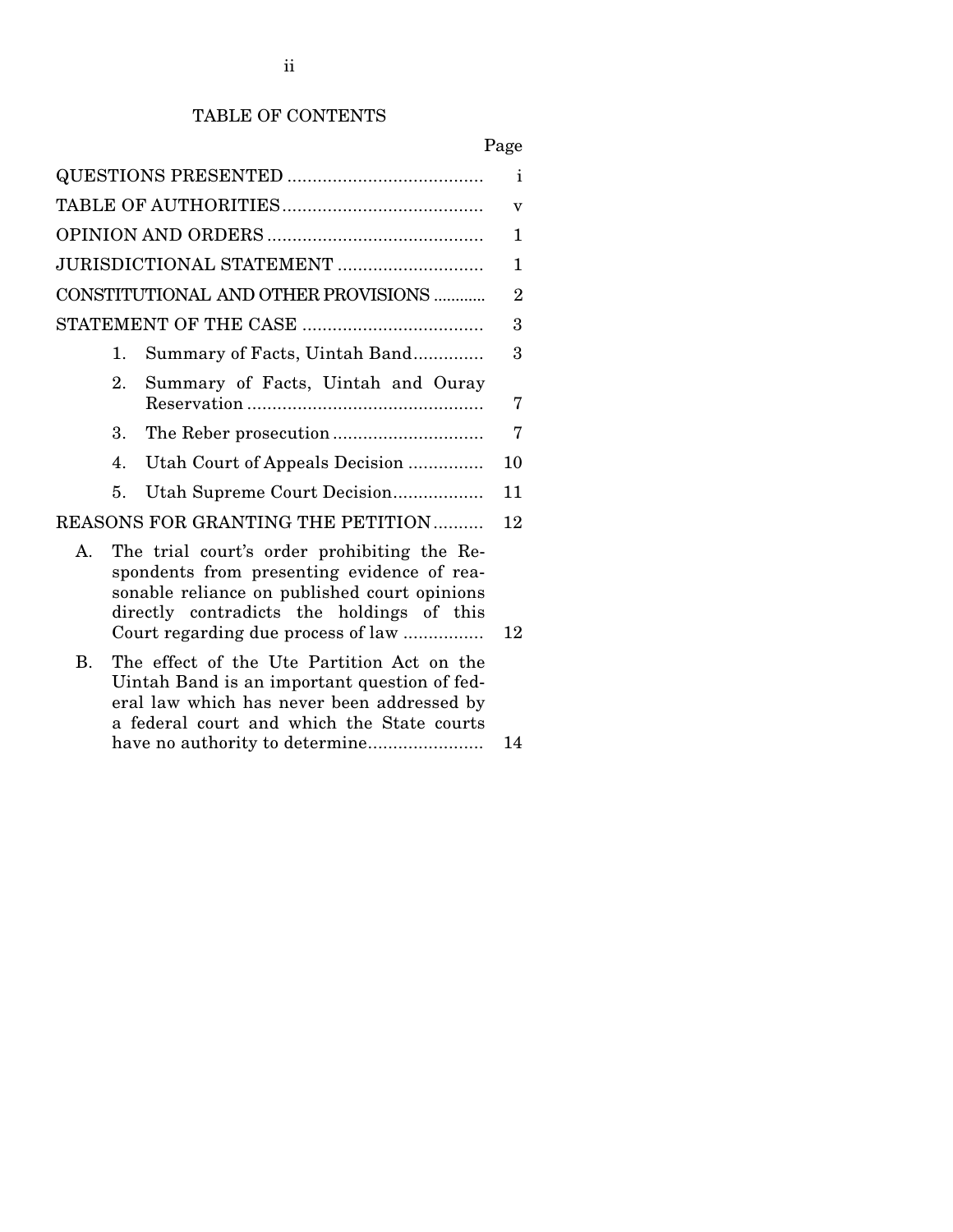## TABLE OF CONTENTS

| | Page |
|---|---|
| QUESTIONS PRESENTED | i |
| TABLE OF AUTHORITIES | v |
| OPINION AND ORDERS | 1 |
| JURISDICTIONAL STATEMENT | 1 |
| CONSTITUTIONAL AND OTHER PROVISIONS | 2 |
| STATEMENT OF THE CASE | 3 |
| 1. Summary of Facts, Uintah Band | 3 |
| 2. Summary of Facts, Uintah and Ouray Reservation | 7 |
| 3. The Reber prosecution | 7 |
| 4. Utah Court of Appeals Decision | 10 |
| 5. Utah Supreme Court Decision | 11 |
| REASONS FOR GRANTING THE PETITION | 12 |
| A. The trial court's order prohibiting the Respondents from presenting evidence of reasonable reliance on published court opinions directly contradicts the holdings of this Court regarding due process of law | 12 |
| B. The effect of the Ute Partition Act on the Uintah Band is an important question of federal law which has never been addressed by a federal court and which the State courts have no authority to determine | 14 |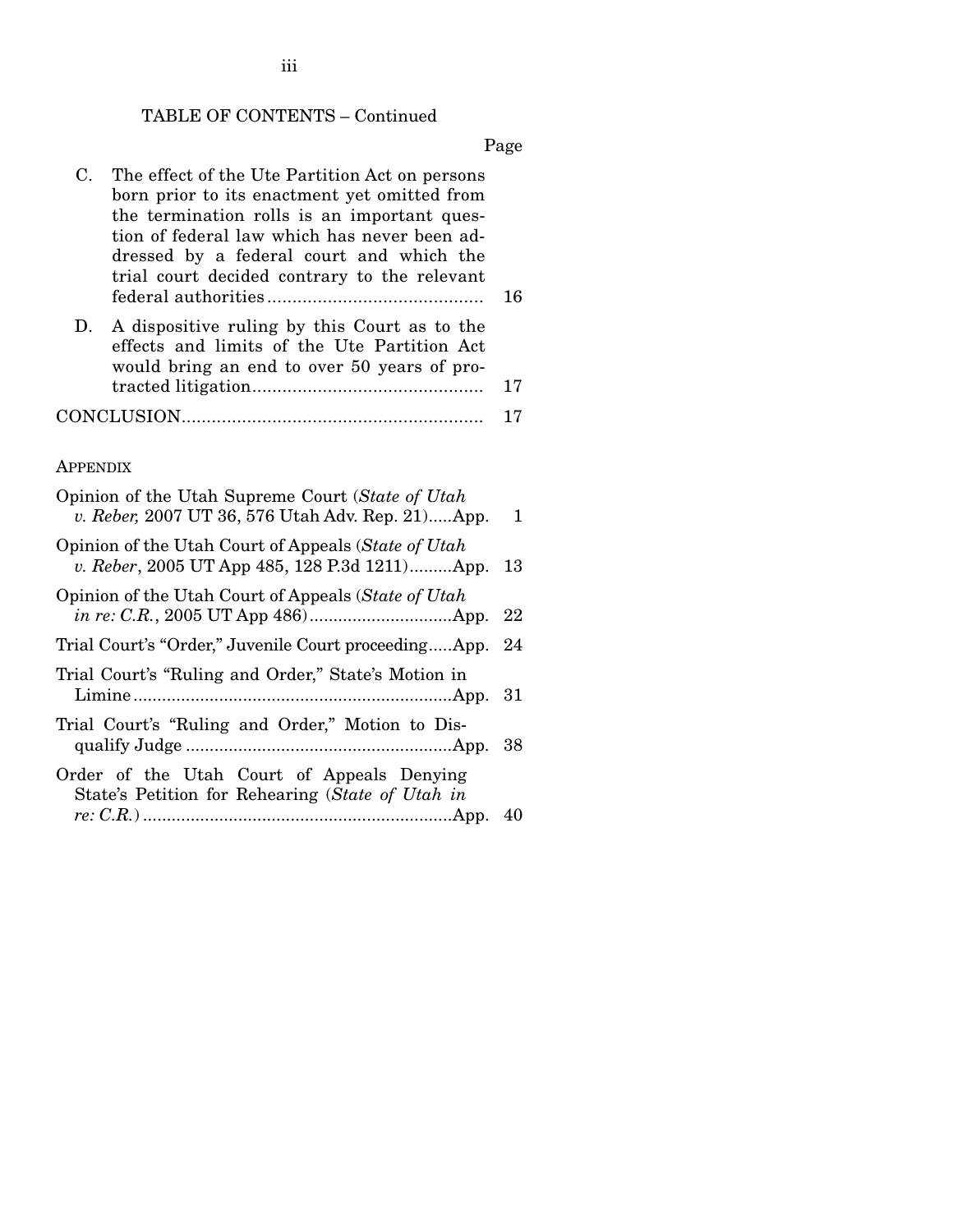TABLE OF CONTENTS – Continued

| | Page |
|---|---|
| C. The effect of the Ute Partition Act on persons born prior to its enactment yet omitted from the termination rolls is an important question of federal law which has never been addressed by a federal court and which the trial court decided contrary to the relevant federal authorities | 16 |
| D. A dispositive ruling by this Court as to the effects and limits of the Ute Partition Act would bring an end to over 50 years of protracted litigation | 17 |
| CONCLUSION | 17 |

APPENDIX

| | |
|---|---|
| Opinion of the Utah Supreme Court (*State of Utah v. Reber,* 2007 UT 36, 576 Utah Adv. Rep. 21) | App. 1 |
| Opinion of the Utah Court of Appeals (*State of Utah v. Reber*, 2005 UT App 485, 128 P.3d 1211) | App. 13 |
| Opinion of the Utah Court of Appeals (*State of Utah in re: C.R.*, 2005 UT App 486) | App. 22 |
| Trial Court's "Order," Juvenile Court proceeding | App. 24 |
| Trial Court's "Ruling and Order," State's Motion in Limine | App. 31 |
| Trial Court's "Ruling and Order," Motion to Disqualify Judge | App. 38 |
| Order of the Utah Court of Appeals Denying State's Petition for Rehearing (*State of Utah in re: C.R.*) | App. 40 |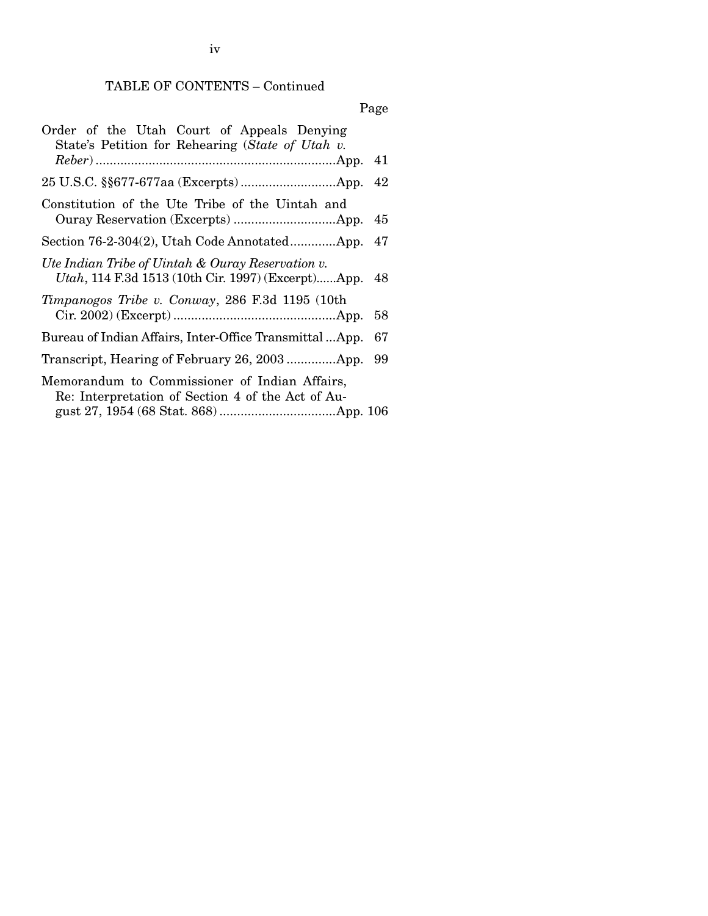TABLE OF CONTENTS – Continued

| | Page |
|---|---|
| Order of the Utah Court of Appeals Denying State's Petition for Rehearing (*State of Utah v. Reber*) | App. 41 |
| 25 U.S.C. §§677-677aa (Excerpts) | App. 42 |
| Constitution of the Ute Tribe of the Uintah and Ouray Reservation (Excerpts) | App. 45 |
| Section 76-2-304(2), Utah Code Annotated | App. 47 |
| *Ute Indian Tribe of Uintah & Ouray Reservation v. Utah*, 114 F.3d 1513 (10th Cir. 1997) (Excerpt) | App. 48 |
| *Timpanogos Tribe v. Conway*, 286 F.3d 1195 (10th Cir. 2002) (Excerpt) | App. 58 |
| Bureau of Indian Affairs, Inter-Office Transmittal | App. 67 |
| Transcript, Hearing of February 26, 2003 | App. 99 |
| Memorandum to Commissioner of Indian Affairs, Re: Interpretation of Section 4 of the Act of August 27, 1954 (68 Stat. 868) | App. 106 |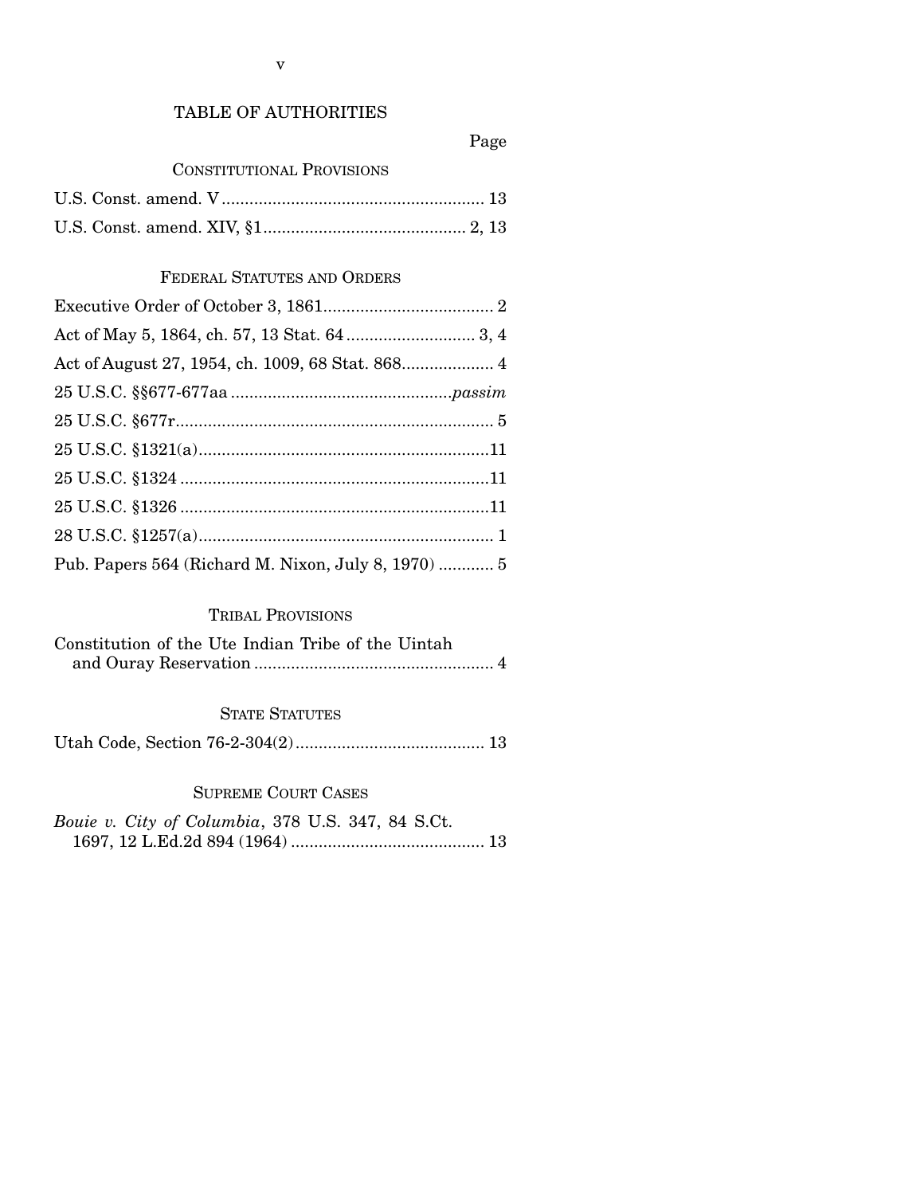# TABLE OF AUTHORITIES

Page

### CONSTITUTIONAL PROVISIONS

U.S. Const. amend. V ......................................................... 13

U.S. Const. amend. XIV, §1 ............................................ 2, 13

### FEDERAL STATUTES AND ORDERS

Executive Order of October 3, 1861 ..................................... 2

Act of May 5, 1864, ch. 57, 13 Stat. 64 ............................ 3, 4

Act of August 27, 1954, ch. 1009, 68 Stat. 868 .................... 4

25 U.S.C. §§677-677aa ................................................*passim*

25 U.S.C. §677r ..................................................................... 5

25 U.S.C. §1321(a) ...............................................................11

25 U.S.C. §1324 ...................................................................11

25 U.S.C. §1326 ...................................................................11

28 U.S.C. §1257(a) ................................................................ 1

Pub. Papers 564 (Richard M. Nixon, July 8, 1970) ............ 5

### TRIBAL PROVISIONS

Constitution of the Ute Indian Tribe of the Uintah and Ouray Reservation .................................................... 4

### STATE STATUTES

Utah Code, Section 76-2-304(2) ......................................... 13

### SUPREME COURT CASES

*Bouie v. City of Columbia*, 378 U.S. 347, 84 S.Ct. 1697, 12 L.Ed.2d 894 (1964) .......................................... 13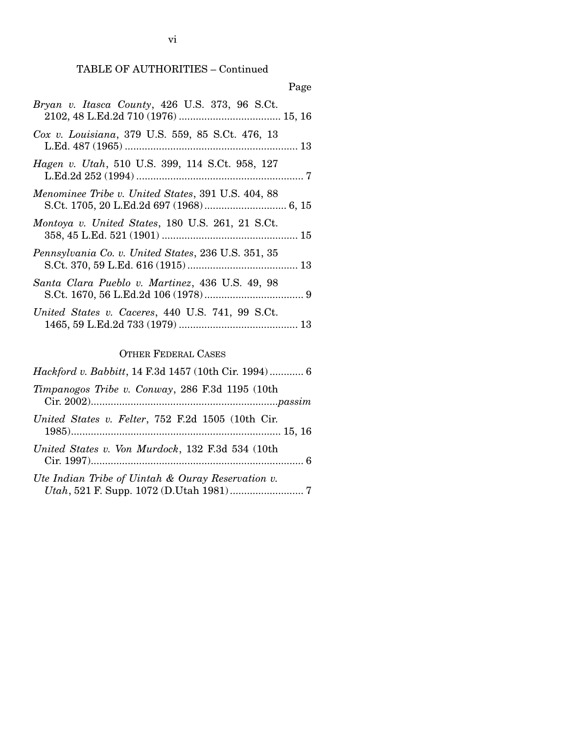TABLE OF AUTHORITIES – Continued

Page

*Bryan v. Itasca County*, 426 U.S. 373, 96 S.Ct. 2102, 48 L.Ed.2d 710 (1976) .................................... 15, 16

*Cox v. Louisiana*, 379 U.S. 559, 85 S.Ct. 476, 13 L.Ed. 487 (1965) ............................................................ 13

*Hagen v. Utah*, 510 U.S. 399, 114 S.Ct. 958, 127 L.Ed.2d 252 (1994) .......................................................... 7

*Menominee Tribe v. United States*, 391 U.S. 404, 88 S.Ct. 1705, 20 L.Ed.2d 697 (1968) ............................ 6, 15

*Montoya v. United States*, 180 U.S. 261, 21 S.Ct. 358, 45 L.Ed. 521 (1901) ................................................ 15

*Pennsylvania Co. v. United States*, 236 U.S. 351, 35 S.Ct. 370, 59 L.Ed. 616 (1915) ....................................... 13

*Santa Clara Pueblo v. Martinez*, 436 U.S. 49, 98 S.Ct. 1670, 56 L.Ed.2d 106 (1978) ................................... 9

*United States v. Caceres*, 440 U.S. 741, 99 S.Ct. 1465, 59 L.Ed.2d 733 (1979) .......................................... 13

## OTHER FEDERAL CASES

*Hackford v. Babbitt*, 14 F.3d 1457 (10th Cir. 1994) ............ 6

*Timpanogos Tribe v. Conway*, 286 F.3d 1195 (10th Cir. 2002) .................................................................. *passim*

*United States v. Felter*, 752 F.2d 1505 (10th Cir. 1985) .......................................................................... 15, 16

*United States v. Von Murdock*, 132 F.3d 534 (10th Cir. 1997) ........................................................................... 6

*Ute Indian Tribe of Uintah & Ouray Reservation v. Utah*, 521 F. Supp. 1072 (D.Utah 1981) .......................... 7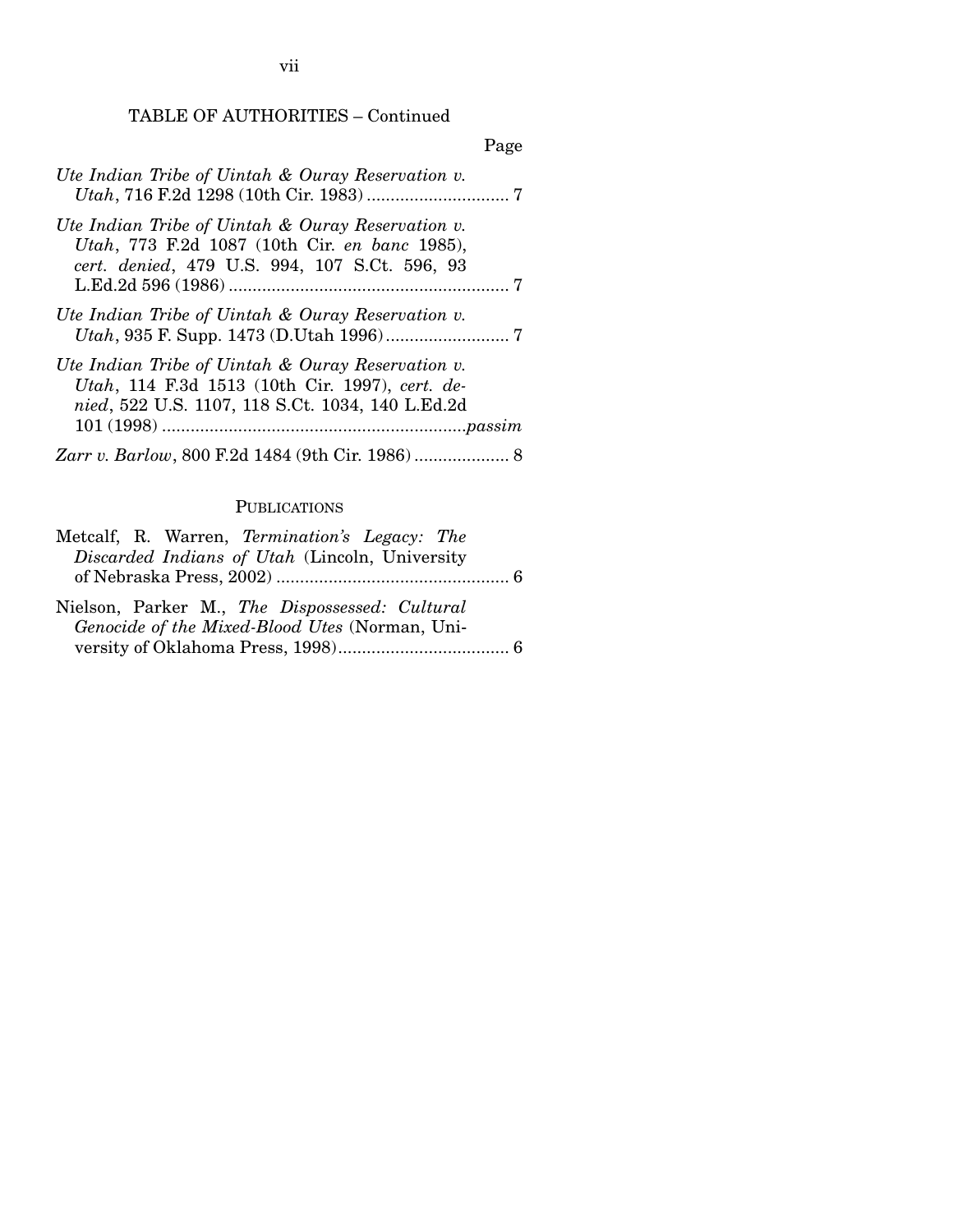TABLE OF AUTHORITIES – Continued

Page

*Ute Indian Tribe of Uintah & Ouray Reservation v. Utah*, 716 F.2d 1298 (10th Cir. 1983) .............................. 7

*Ute Indian Tribe of Uintah & Ouray Reservation v. Utah*, 773 F.2d 1087 (10th Cir. *en banc* 1985), *cert. denied*, 479 U.S. 994, 107 S.Ct. 596, 93 L.Ed.2d 596 (1986) ........................................................... 7

*Ute Indian Tribe of Uintah & Ouray Reservation v. Utah*, 935 F. Supp. 1473 (D.Utah 1996) .......................... 7

*Ute Indian Tribe of Uintah & Ouray Reservation v. Utah*, 114 F.3d 1513 (10th Cir. 1997), *cert. denied*, 522 U.S. 1107, 118 S.Ct. 1034, 140 L.Ed.2d 101 (1998) ................................................................*passim*

*Zarr v. Barlow*, 800 F.2d 1484 (9th Cir. 1986) .................... 8

PUBLICATIONS

Metcalf, R. Warren, *Termination's Legacy: The Discarded Indians of Utah* (Lincoln, University of Nebraska Press, 2002) ................................................. 6

Nielson, Parker M., *The Dispossessed: Cultural Genocide of the Mixed-Blood Utes* (Norman, University of Oklahoma Press, 1998).................................... 6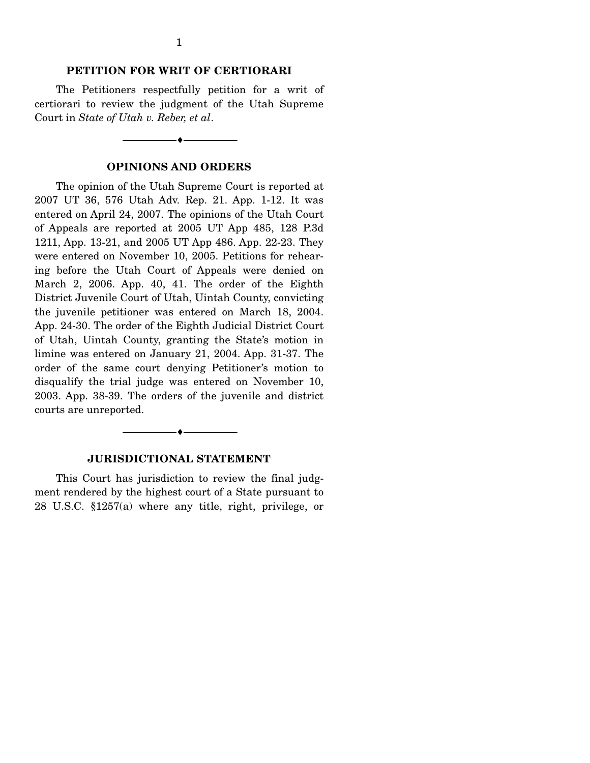## PETITION FOR WRIT OF CERTIORARI

The Petitioners respectfully petition for a writ of certiorari to review the judgment of the Utah Supreme Court in *State of Utah v. Reber, et al*.

---

## OPINIONS AND ORDERS

The opinion of the Utah Supreme Court is reported at 2007 UT 36, 576 Utah Adv. Rep. 21. App. 1-12. It was entered on April 24, 2007. The opinions of the Utah Court of Appeals are reported at 2005 UT App 485, 128 P.3d 1211, App. 13-21, and 2005 UT App 486. App. 22-23. They were entered on November 10, 2005. Petitions for rehearing before the Utah Court of Appeals were denied on March 2, 2006. App. 40, 41. The order of the Eighth District Juvenile Court of Utah, Uintah County, convicting the juvenile petitioner was entered on March 18, 2004. App. 24-30. The order of the Eighth Judicial District Court of Utah, Uintah County, granting the State's motion in limine was entered on January 21, 2004. App. 31-37. The order of the same court denying Petitioner's motion to disqualify the trial judge was entered on November 10, 2003. App. 38-39. The orders of the juvenile and district courts are unreported.

---

## JURISDICTIONAL STATEMENT

This Court has jurisdiction to review the final judgment rendered by the highest court of a State pursuant to 28 U.S.C. §1257(a) where any title, right, privilege, or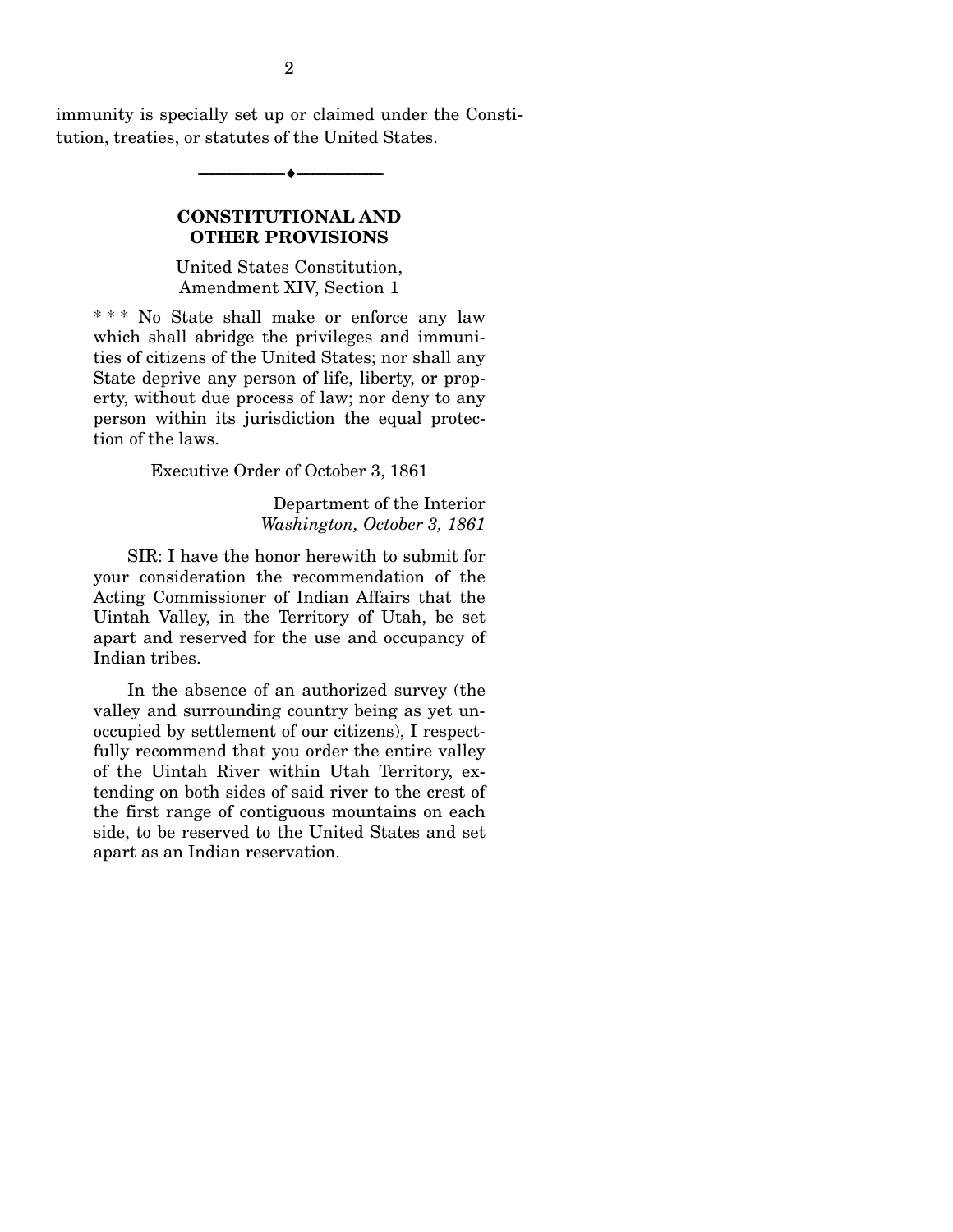immunity is specially set up or claimed under the Constitution, treaties, or statutes of the United States.

---

## CONSTITUTIONAL AND OTHER PROVISIONS

United States Constitution, Amendment XIV, Section 1

> * * * No State shall make or enforce any law which shall abridge the privileges and immunities of citizens of the United States; nor shall any State deprive any person of life, liberty, or property, without due process of law; nor deny to any person within its jurisdiction the equal protection of the laws.

Executive Order of October 3, 1861

> Department of the Interior
> *Washington, October 3, 1861*
>
> SIR: I have the honor herewith to submit for your consideration the recommendation of the Acting Commissioner of Indian Affairs that the Uintah Valley, in the Territory of Utah, be set apart and reserved for the use and occupancy of Indian tribes.
>
> In the absence of an authorized survey (the valley and surrounding country being as yet unoccupied by settlement of our citizens), I respectfully recommend that you order the entire valley of the Uintah River within Utah Territory, extending on both sides of said river to the crest of the first range of contiguous mountains on each side, to be reserved to the United States and set apart as an Indian reservation.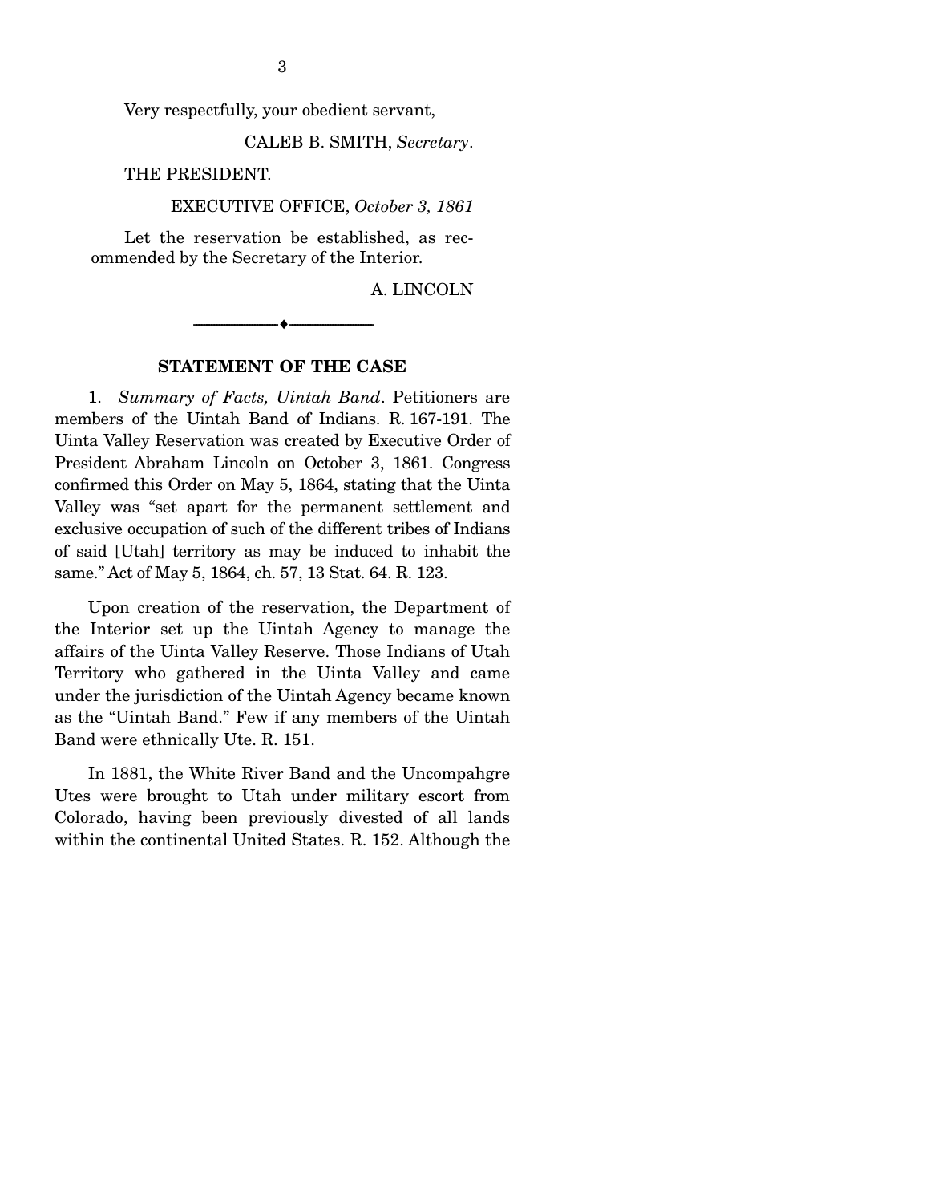Very respectfully, your obedient servant,

CALEB B. SMITH, *Secretary*.

THE PRESIDENT.

EXECUTIVE OFFICE, *October 3, 1861*

Let the reservation be established, as recommended by the Secretary of the Interior.

A. LINCOLN

---

## STATEMENT OF THE CASE

1. *Summary of Facts, Uintah Band*. Petitioners are members of the Uintah Band of Indians. R. 167-191. The Uinta Valley Reservation was created by Executive Order of President Abraham Lincoln on October 3, 1861. Congress confirmed this Order on May 5, 1864, stating that the Uinta Valley was "set apart for the permanent settlement and exclusive occupation of such of the different tribes of Indians of said [Utah] territory as may be induced to inhabit the same." Act of May 5, 1864, ch. 57, 13 Stat. 64. R. 123.

Upon creation of the reservation, the Department of the Interior set up the Uintah Agency to manage the affairs of the Uinta Valley Reserve. Those Indians of Utah Territory who gathered in the Uinta Valley and came under the jurisdiction of the Uintah Agency became known as the "Uintah Band." Few if any members of the Uintah Band were ethnically Ute. R. 151.

In 1881, the White River Band and the Uncompahgre Utes were brought to Utah under military escort from Colorado, having been previously divested of all lands within the continental United States. R. 152. Although the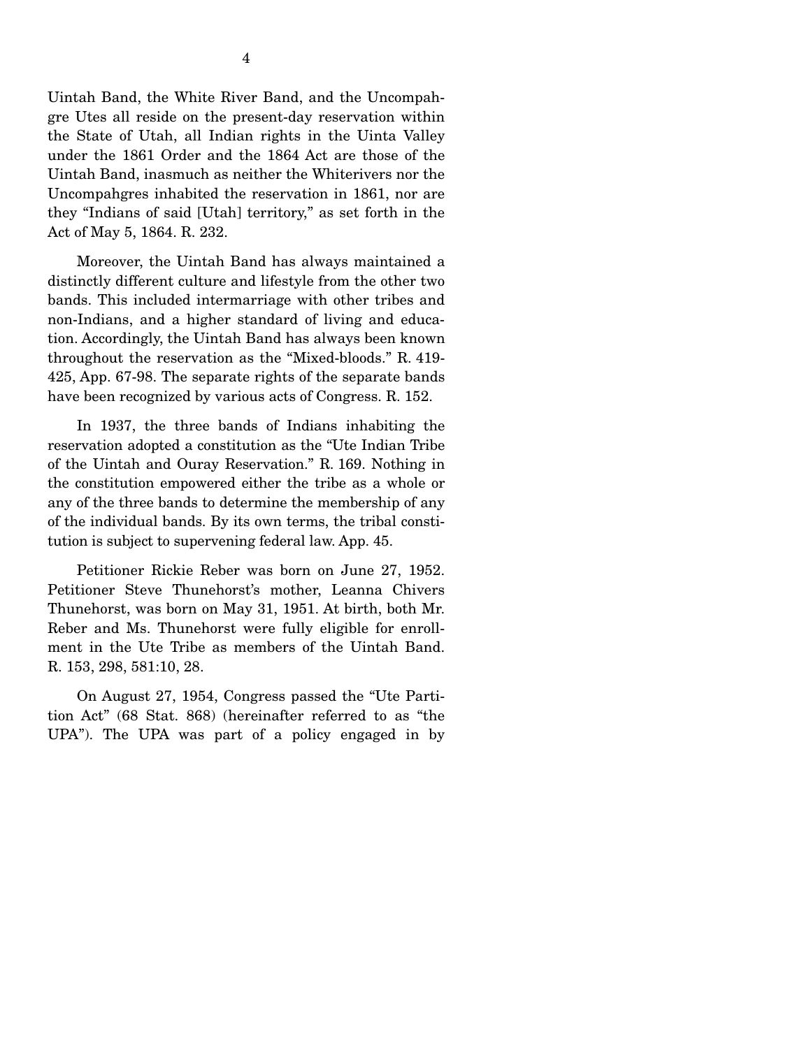Uintah Band, the White River Band, and the Uncompahgre Utes all reside on the present-day reservation within the State of Utah, all Indian rights in the Uinta Valley under the 1861 Order and the 1864 Act are those of the Uintah Band, inasmuch as neither the Whiterivers nor the Uncompahgres inhabited the reservation in 1861, nor are they "Indians of said [Utah] territory," as set forth in the Act of May 5, 1864. R. 232.

Moreover, the Uintah Band has always maintained a distinctly different culture and lifestyle from the other two bands. This included intermarriage with other tribes and non-Indians, and a higher standard of living and education. Accordingly, the Uintah Band has always been known throughout the reservation as the "Mixed-bloods." R. 419-425, App. 67-98. The separate rights of the separate bands have been recognized by various acts of Congress. R. 152.

In 1937, the three bands of Indians inhabiting the reservation adopted a constitution as the "Ute Indian Tribe of the Uintah and Ouray Reservation." R. 169. Nothing in the constitution empowered either the tribe as a whole or any of the three bands to determine the membership of any of the individual bands. By its own terms, the tribal constitution is subject to supervening federal law. App. 45.

Petitioner Rickie Reber was born on June 27, 1952. Petitioner Steve Thunehorst's mother, Leanna Chivers Thunehorst, was born on May 31, 1951. At birth, both Mr. Reber and Ms. Thunehorst were fully eligible for enrollment in the Ute Tribe as members of the Uintah Band. R. 153, 298, 581:10, 28.

On August 27, 1954, Congress passed the "Ute Partition Act" (68 Stat. 868) (hereinafter referred to as "the UPA"). The UPA was part of a policy engaged in by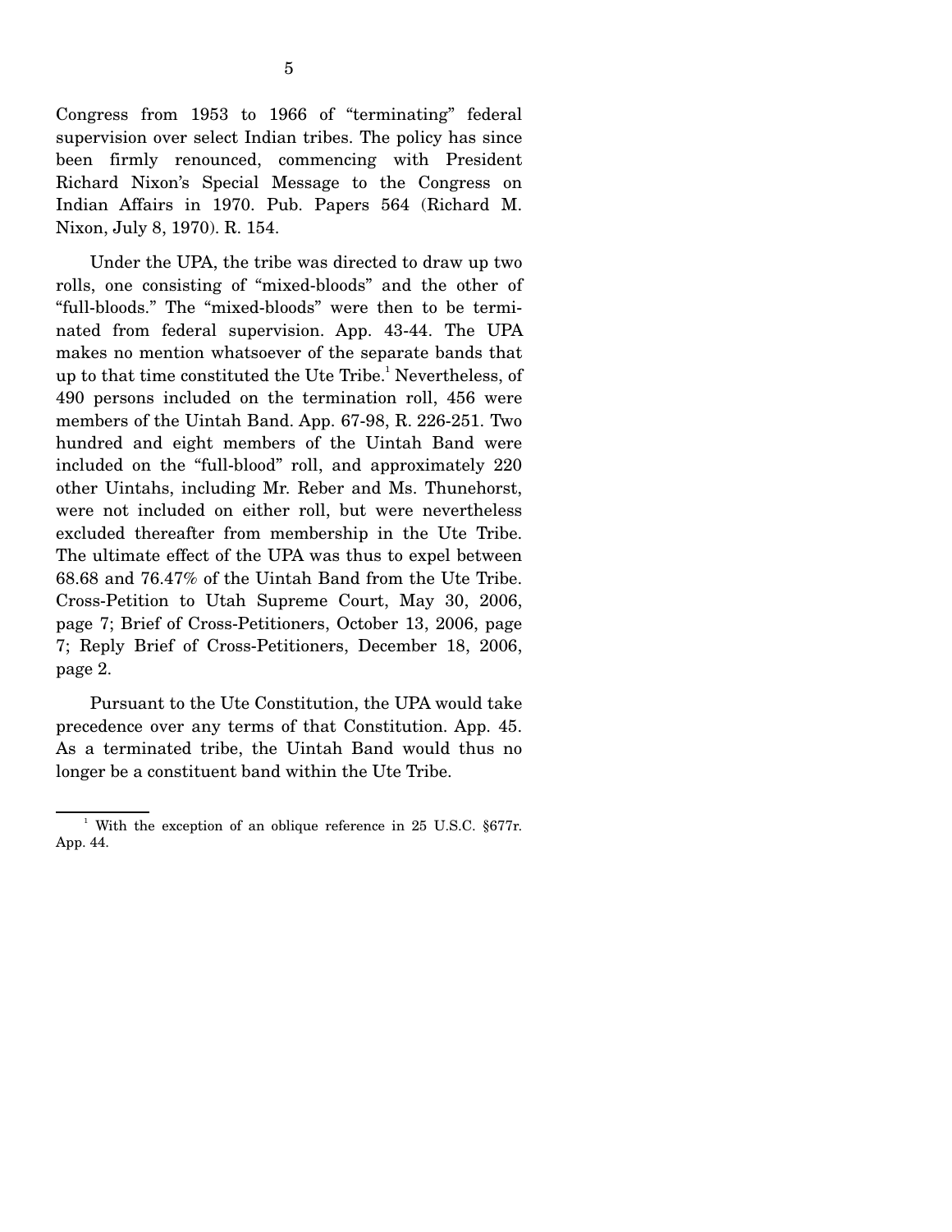Congress from 1953 to 1966 of "terminating" federal supervision over select Indian tribes. The policy has since been firmly renounced, commencing with President Richard Nixon's Special Message to the Congress on Indian Affairs in 1970. Pub. Papers 564 (Richard M. Nixon, July 8, 1970). R. 154.

Under the UPA, the tribe was directed to draw up two rolls, one consisting of "mixed-bloods" and the other of "full-bloods." The "mixed-bloods" were then to be terminated from federal supervision. App. 43-44. The UPA makes no mention whatsoever of the separate bands that up to that time constituted the Ute Tribe.[1] Nevertheless, of 490 persons included on the termination roll, 456 were members of the Uintah Band. App. 67-98, R. 226-251. Two hundred and eight members of the Uintah Band were included on the "full-blood" roll, and approximately 220 other Uintahs, including Mr. Reber and Ms. Thunehorst, were not included on either roll, but were nevertheless excluded thereafter from membership in the Ute Tribe. The ultimate effect of the UPA was thus to expel between 68.68 and 76.47% of the Uintah Band from the Ute Tribe. Cross-Petition to Utah Supreme Court, May 30, 2006, page 7; Brief of Cross-Petitioners, October 13, 2006, page 7; Reply Brief of Cross-Petitioners, December 18, 2006, page 2.

Pursuant to the Ute Constitution, the UPA would take precedence over any terms of that Constitution. App. 45. As a terminated tribe, the Uintah Band would thus no longer be a constituent band within the Ute Tribe.

[1] With the exception of an oblique reference in 25 U.S.C. §677r. App. 44.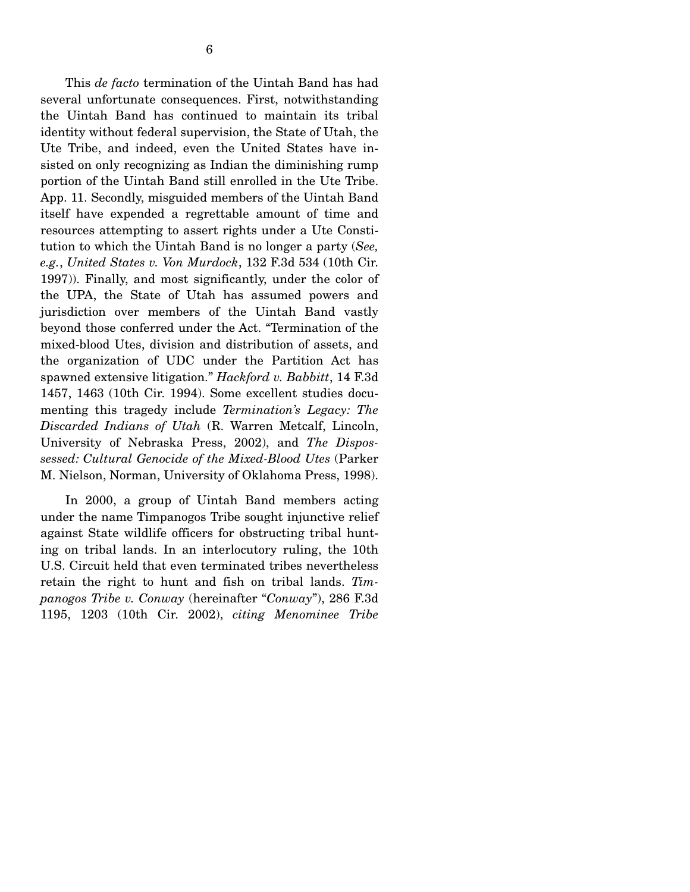This *de facto* termination of the Uintah Band has had several unfortunate consequences. First, notwithstanding the Uintah Band has continued to maintain its tribal identity without federal supervision, the State of Utah, the Ute Tribe, and indeed, even the United States have insisted on only recognizing as Indian the diminishing rump portion of the Uintah Band still enrolled in the Ute Tribe. App. 11. Secondly, misguided members of the Uintah Band itself have expended a regrettable amount of time and resources attempting to assert rights under a Ute Constitution to which the Uintah Band is no longer a party (*See, e.g.*, *United States v. Von Murdock*, 132 F.3d 534 (10th Cir. 1997)). Finally, and most significantly, under the color of the UPA, the State of Utah has assumed powers and jurisdiction over members of the Uintah Band vastly beyond those conferred under the Act. "Termination of the mixed-blood Utes, division and distribution of assets, and the organization of UDC under the Partition Act has spawned extensive litigation." *Hackford v. Babbitt*, 14 F.3d 1457, 1463 (10th Cir. 1994). Some excellent studies documenting this tragedy include *Termination's Legacy: The Discarded Indians of Utah* (R. Warren Metcalf, Lincoln, University of Nebraska Press, 2002), and *The Dispossessed: Cultural Genocide of the Mixed-Blood Utes* (Parker M. Nielson, Norman, University of Oklahoma Press, 1998).

In 2000, a group of Uintah Band members acting under the name Timpanogos Tribe sought injunctive relief against State wildlife officers for obstructing tribal hunting on tribal lands. In an interlocutory ruling, the 10th U.S. Circuit held that even terminated tribes nevertheless retain the right to hunt and fish on tribal lands. *Timpanogos Tribe v. Conway* (hereinafter "*Conway*"), 286 F.3d 1195, 1203 (10th Cir. 2002), *citing Menominee Tribe*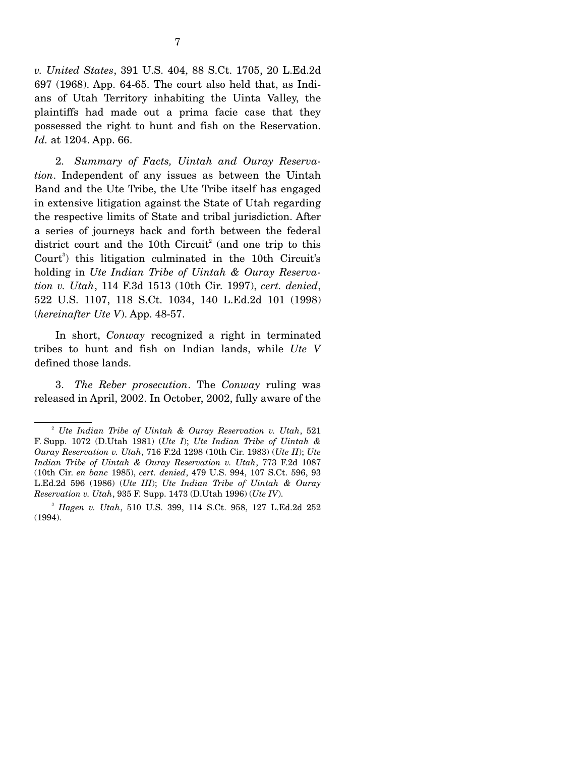*v. United States*, 391 U.S. 404, 88 S.Ct. 1705, 20 L.Ed.2d 697 (1968). App. 64-65. The court also held that, as Indians of Utah Territory inhabiting the Uinta Valley, the plaintiffs had made out a prima facie case that they possessed the right to hunt and fish on the Reservation. *Id.* at 1204. App. 66.

2. *Summary of Facts, Uintah and Ouray Reservation*. Independent of any issues as between the Uintah Band and the Ute Tribe, the Ute Tribe itself has engaged in extensive litigation against the State of Utah regarding the respective limits of State and tribal jurisdiction. After a series of journeys back and forth between the federal district court and the 10th Circuit[2] (and one trip to this Court[3]) this litigation culminated in the 10th Circuit's holding in *Ute Indian Tribe of Uintah & Ouray Reservation v. Utah*, 114 F.3d 1513 (10th Cir. 1997), *cert. denied*, 522 U.S. 1107, 118 S.Ct. 1034, 140 L.Ed.2d 101 (1998) (*hereinafter Ute V*). App. 48-57.

In short, *Conway* recognized a right in terminated tribes to hunt and fish on Indian lands, while *Ute V* defined those lands.

3. *The Reber prosecution*. The *Conway* ruling was released in April, 2002. In October, 2002, fully aware of the

---

[2] *Ute Indian Tribe of Uintah & Ouray Reservation v. Utah*, 521 F. Supp. 1072 (D.Utah 1981) (*Ute I*); *Ute Indian Tribe of Uintah & Ouray Reservation v. Utah*, 716 F.2d 1298 (10th Cir. 1983) (*Ute II*); *Ute Indian Tribe of Uintah & Ouray Reservation v. Utah*, 773 F.2d 1087 (10th Cir. *en banc* 1985), *cert. denied*, 479 U.S. 994, 107 S.Ct. 596, 93 L.Ed.2d 596 (1986) (*Ute III*); *Ute Indian Tribe of Uintah & Ouray Reservation v. Utah*, 935 F. Supp. 1473 (D.Utah 1996) (*Ute IV*).

[3] *Hagen v. Utah*, 510 U.S. 399, 114 S.Ct. 958, 127 L.Ed.2d 252 (1994).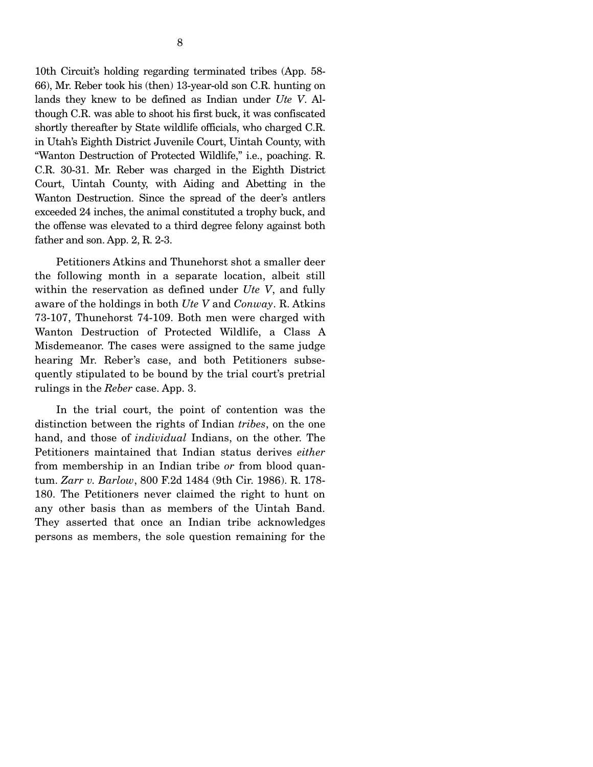10th Circuit's holding regarding terminated tribes (App. 58-66), Mr. Reber took his (then) 13-year-old son C.R. hunting on lands they knew to be defined as Indian under *Ute V*. Although C.R. was able to shoot his first buck, it was confiscated shortly thereafter by State wildlife officials, who charged C.R. in Utah's Eighth District Juvenile Court, Uintah County, with "Wanton Destruction of Protected Wildlife," i.e., poaching. R. C.R. 30-31. Mr. Reber was charged in the Eighth District Court, Uintah County, with Aiding and Abetting in the Wanton Destruction. Since the spread of the deer's antlers exceeded 24 inches, the animal constituted a trophy buck, and the offense was elevated to a third degree felony against both father and son. App. 2, R. 2-3.

Petitioners Atkins and Thunehorst shot a smaller deer the following month in a separate location, albeit still within the reservation as defined under *Ute V*, and fully aware of the holdings in both *Ute V* and *Conway*. R. Atkins 73-107, Thunehorst 74-109. Both men were charged with Wanton Destruction of Protected Wildlife, a Class A Misdemeanor. The cases were assigned to the same judge hearing Mr. Reber's case, and both Petitioners subsequently stipulated to be bound by the trial court's pretrial rulings in the *Reber* case. App. 3.

In the trial court, the point of contention was the distinction between the rights of Indian *tribes*, on the one hand, and those of *individual* Indians, on the other. The Petitioners maintained that Indian status derives *either* from membership in an Indian tribe *or* from blood quantum. *Zarr v. Barlow*, 800 F.2d 1484 (9th Cir. 1986). R. 178-180. The Petitioners never claimed the right to hunt on any other basis than as members of the Uintah Band. They asserted that once an Indian tribe acknowledges persons as members, the sole question remaining for the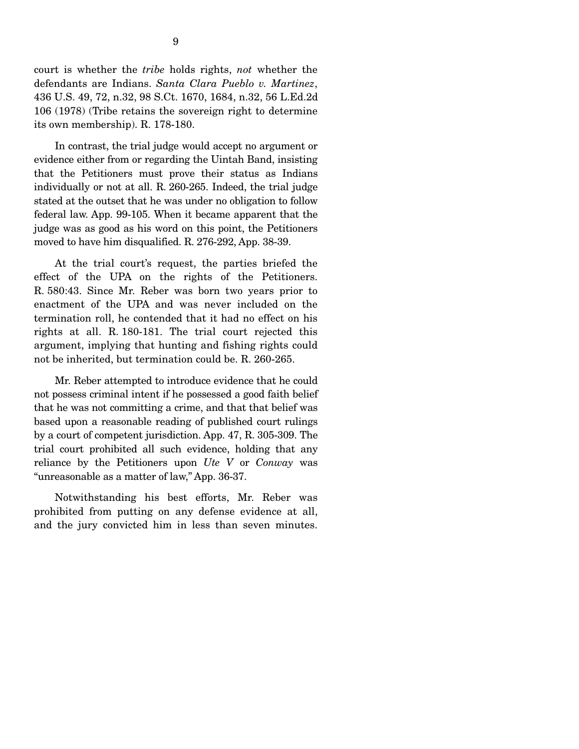court is whether the *tribe* holds rights, *not* whether the defendants are Indians. *Santa Clara Pueblo v. Martinez*, 436 U.S. 49, 72, n.32, 98 S.Ct. 1670, 1684, n.32, 56 L.Ed.2d 106 (1978) (Tribe retains the sovereign right to determine its own membership). R. 178-180.

In contrast, the trial judge would accept no argument or evidence either from or regarding the Uintah Band, insisting that the Petitioners must prove their status as Indians individually or not at all. R. 260-265. Indeed, the trial judge stated at the outset that he was under no obligation to follow federal law. App. 99-105. When it became apparent that the judge was as good as his word on this point, the Petitioners moved to have him disqualified. R. 276-292, App. 38-39.

At the trial court's request, the parties briefed the effect of the UPA on the rights of the Petitioners. R. 580:43. Since Mr. Reber was born two years prior to enactment of the UPA and was never included on the termination roll, he contended that it had no effect on his rights at all. R. 180-181. The trial court rejected this argument, implying that hunting and fishing rights could not be inherited, but termination could be. R. 260-265.

Mr. Reber attempted to introduce evidence that he could not possess criminal intent if he possessed a good faith belief that he was not committing a crime, and that that belief was based upon a reasonable reading of published court rulings by a court of competent jurisdiction. App. 47, R. 305-309. The trial court prohibited all such evidence, holding that any reliance by the Petitioners upon *Ute V* or *Conway* was "unreasonable as a matter of law," App. 36-37.

Notwithstanding his best efforts, Mr. Reber was prohibited from putting on any defense evidence at all, and the jury convicted him in less than seven minutes.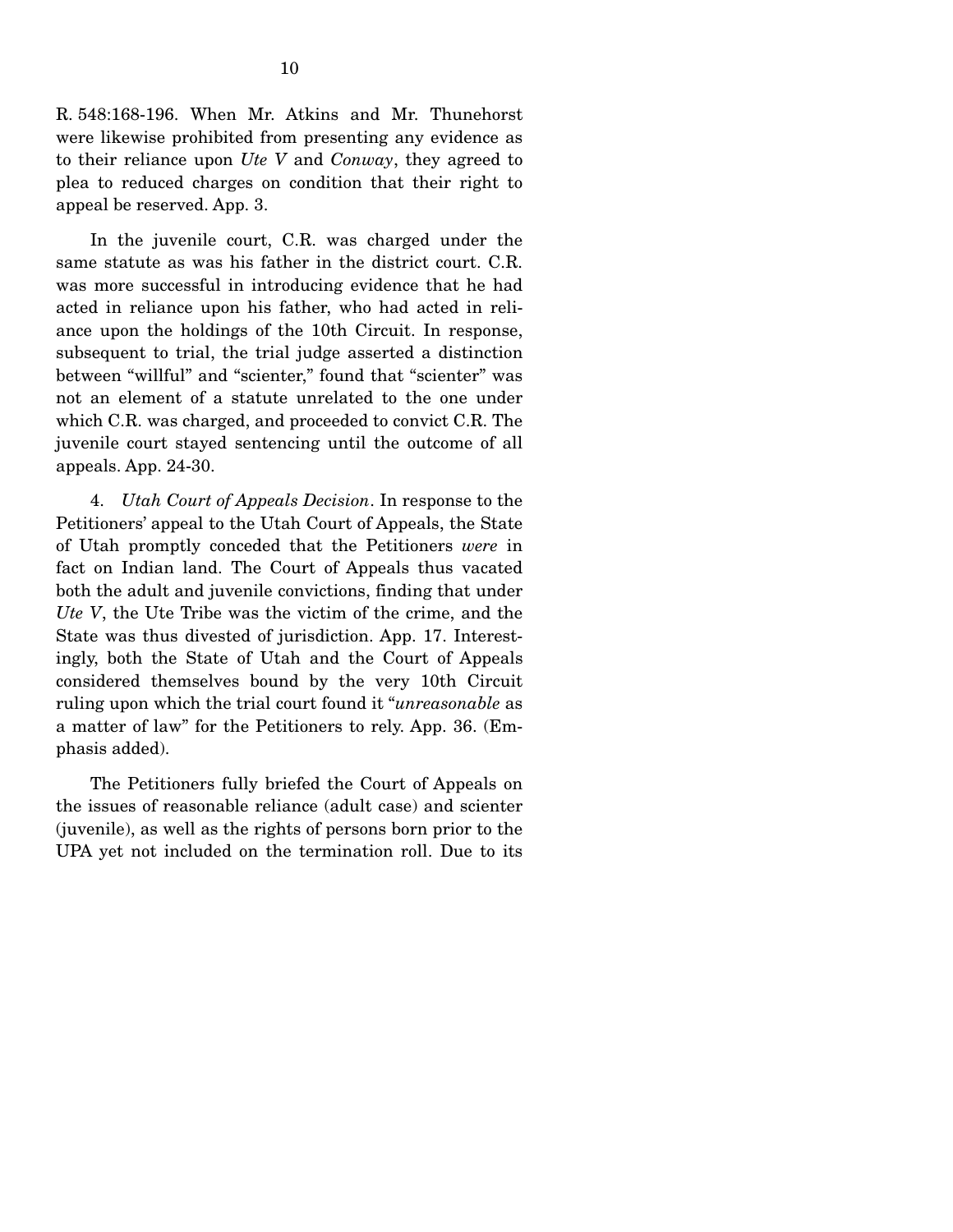R. 548:168-196. When Mr. Atkins and Mr. Thunehorst were likewise prohibited from presenting any evidence as to their reliance upon *Ute V* and *Conway*, they agreed to plea to reduced charges on condition that their right to appeal be reserved. App. 3.

In the juvenile court, C.R. was charged under the same statute as was his father in the district court. C.R. was more successful in introducing evidence that he had acted in reliance upon his father, who had acted in reliance upon the holdings of the 10th Circuit. In response, subsequent to trial, the trial judge asserted a distinction between "willful" and "scienter," found that "scienter" was not an element of a statute unrelated to the one under which C.R. was charged, and proceeded to convict C.R. The juvenile court stayed sentencing until the outcome of all appeals. App. 24-30.

4. *Utah Court of Appeals Decision*. In response to the Petitioners' appeal to the Utah Court of Appeals, the State of Utah promptly conceded that the Petitioners *were* in fact on Indian land. The Court of Appeals thus vacated both the adult and juvenile convictions, finding that under *Ute V*, the Ute Tribe was the victim of the crime, and the State was thus divested of jurisdiction. App. 17. Interestingly, both the State of Utah and the Court of Appeals considered themselves bound by the very 10th Circuit ruling upon which the trial court found it "*unreasonable* as a matter of law" for the Petitioners to rely. App. 36. (Emphasis added).

The Petitioners fully briefed the Court of Appeals on the issues of reasonable reliance (adult case) and scienter (juvenile), as well as the rights of persons born prior to the UPA yet not included on the termination roll. Due to its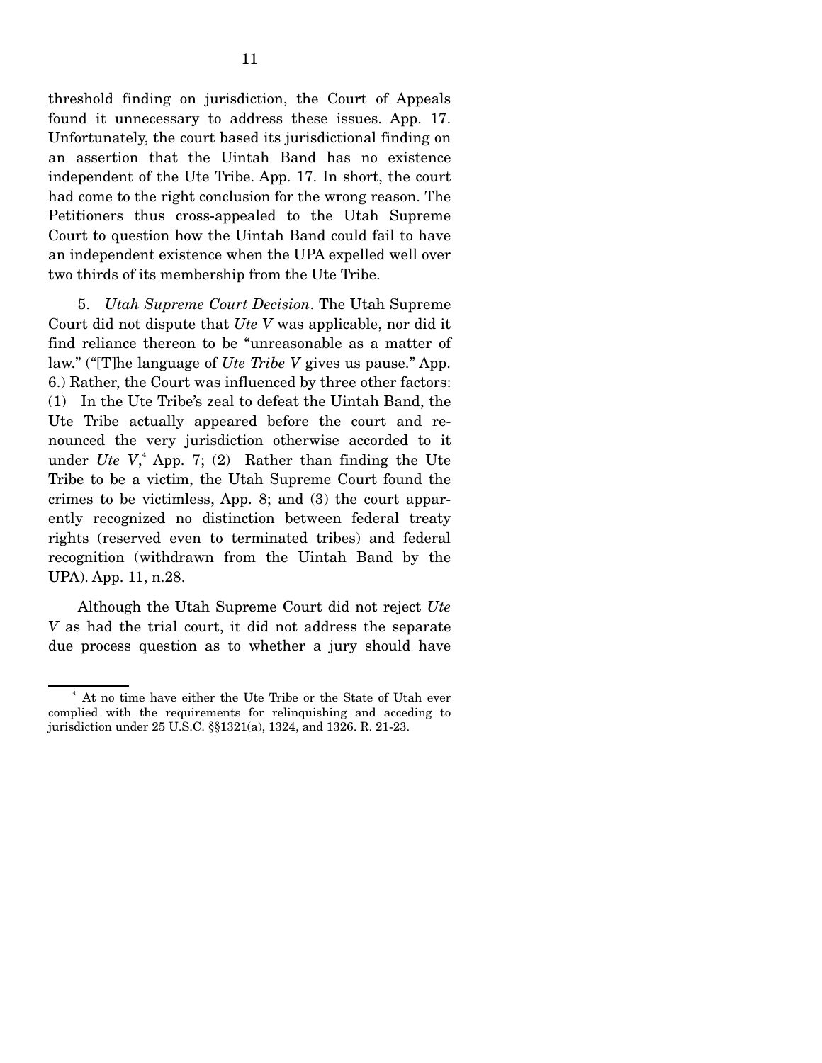threshold finding on jurisdiction, the Court of Appeals found it unnecessary to address these issues. App. 17. Unfortunately, the court based its jurisdictional finding on an assertion that the Uintah Band has no existence independent of the Ute Tribe. App. 17. In short, the court had come to the right conclusion for the wrong reason. The Petitioners thus cross-appealed to the Utah Supreme Court to question how the Uintah Band could fail to have an independent existence when the UPA expelled well over two thirds of its membership from the Ute Tribe.

5. *Utah Supreme Court Decision*. The Utah Supreme Court did not dispute that *Ute V* was applicable, nor did it find reliance thereon to be "unreasonable as a matter of law." ("[T]he language of *Ute Tribe V* gives us pause." App. 6.) Rather, the Court was influenced by three other factors: (1) In the Ute Tribe's zeal to defeat the Uintah Band, the Ute Tribe actually appeared before the court and renounced the very jurisdiction otherwise accorded to it under *Ute V*,[4] App. 7; (2) Rather than finding the Ute Tribe to be a victim, the Utah Supreme Court found the crimes to be victimless, App. 8; and (3) the court apparently recognized no distinction between federal treaty rights (reserved even to terminated tribes) and federal recognition (withdrawn from the Uintah Band by the UPA). App. 11, n.28.

Although the Utah Supreme Court did not reject *Ute V* as had the trial court, it did not address the separate due process question as to whether a jury should have

[4] At no time have either the Ute Tribe or the State of Utah ever complied with the requirements for relinquishing and acceding to jurisdiction under 25 U.S.C. §§1321(a), 1324, and 1326. R. 21-23.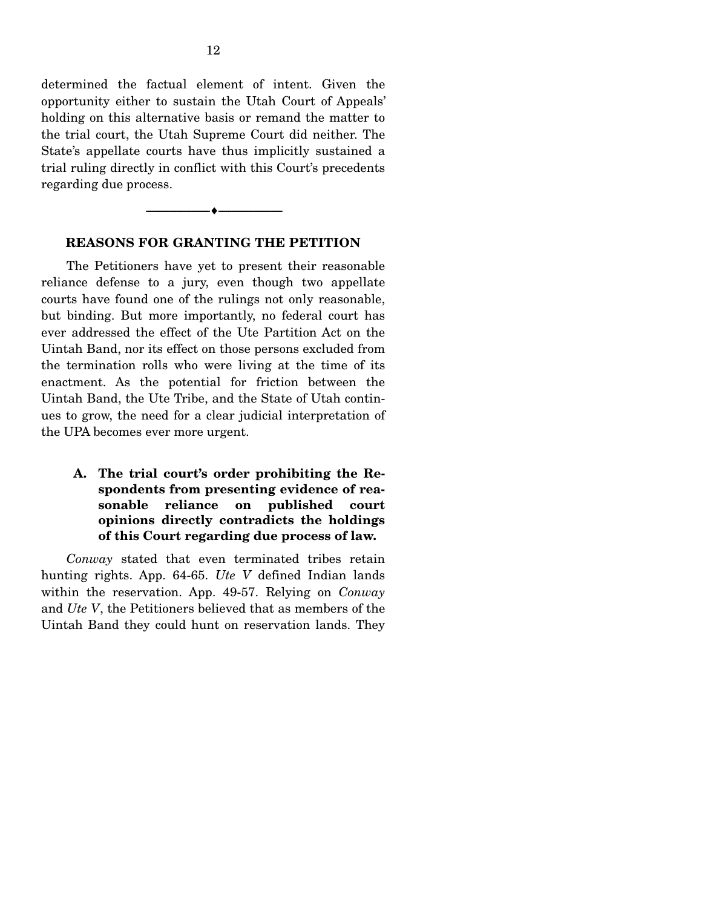determined the factual element of intent. Given the opportunity either to sustain the Utah Court of Appeals' holding on this alternative basis or remand the matter to the trial court, the Utah Supreme Court did neither. The State's appellate courts have thus implicitly sustained a trial ruling directly in conflict with this Court's precedents regarding due process.

---

## REASONS FOR GRANTING THE PETITION

The Petitioners have yet to present their reasonable reliance defense to a jury, even though two appellate courts have found one of the rulings not only reasonable, but binding. But more importantly, no federal court has ever addressed the effect of the Ute Partition Act on the Uintah Band, nor its effect on those persons excluded from the termination rolls who were living at the time of its enactment. As the potential for friction between the Uintah Band, the Ute Tribe, and the State of Utah continues to grow, the need for a clear judicial interpretation of the UPA becomes ever more urgent.

### A. The trial court's order prohibiting the Respondents from presenting evidence of reasonable reliance on published court opinions directly contradicts the holdings of this Court regarding due process of law.

*Conway* stated that even terminated tribes retain hunting rights. App. 64-65. *Ute V* defined Indian lands within the reservation. App. 49-57. Relying on *Conway* and *Ute V*, the Petitioners believed that as members of the Uintah Band they could hunt on reservation lands. They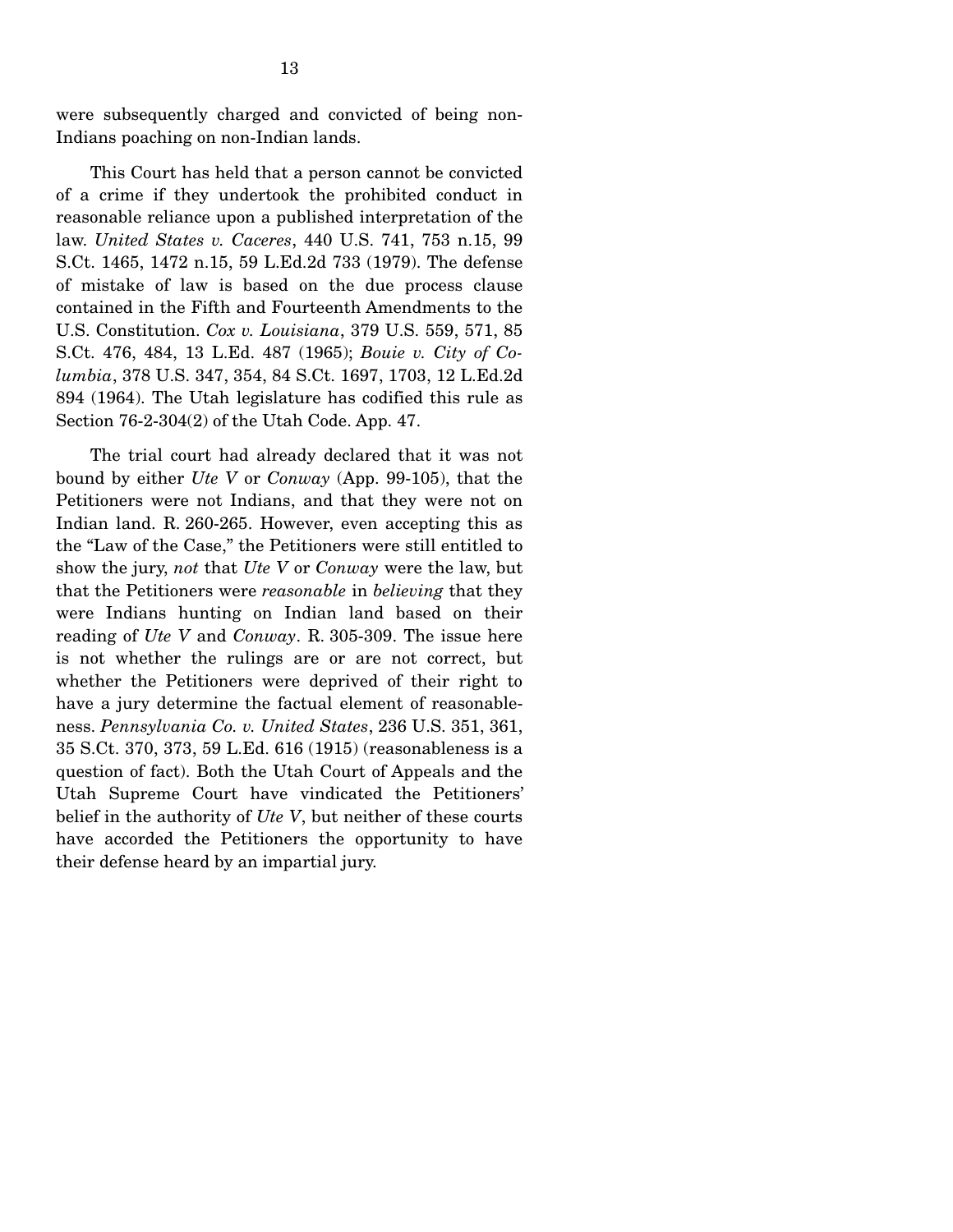were subsequently charged and convicted of being non-Indians poaching on non-Indian lands.

This Court has held that a person cannot be convicted of a crime if they undertook the prohibited conduct in reasonable reliance upon a published interpretation of the law. *United States v. Caceres*, 440 U.S. 741, 753 n.15, 99 S.Ct. 1465, 1472 n.15, 59 L.Ed.2d 733 (1979). The defense of mistake of law is based on the due process clause contained in the Fifth and Fourteenth Amendments to the U.S. Constitution. *Cox v. Louisiana*, 379 U.S. 559, 571, 85 S.Ct. 476, 484, 13 L.Ed. 487 (1965); *Bouie v. City of Columbia*, 378 U.S. 347, 354, 84 S.Ct. 1697, 1703, 12 L.Ed.2d 894 (1964). The Utah legislature has codified this rule as Section 76-2-304(2) of the Utah Code. App. 47.

The trial court had already declared that it was not bound by either *Ute V* or *Conway* (App. 99-105), that the Petitioners were not Indians, and that they were not on Indian land. R. 260-265. However, even accepting this as the "Law of the Case," the Petitioners were still entitled to show the jury, *not* that *Ute V* or *Conway* were the law, but that the Petitioners were *reasonable* in *believing* that they were Indians hunting on Indian land based on their reading of *Ute V* and *Conway*. R. 305-309. The issue here is not whether the rulings are or are not correct, but whether the Petitioners were deprived of their right to have a jury determine the factual element of reasonableness. *Pennsylvania Co. v. United States*, 236 U.S. 351, 361, 35 S.Ct. 370, 373, 59 L.Ed. 616 (1915) (reasonableness is a question of fact). Both the Utah Court of Appeals and the Utah Supreme Court have vindicated the Petitioners' belief in the authority of *Ute V*, but neither of these courts have accorded the Petitioners the opportunity to have their defense heard by an impartial jury.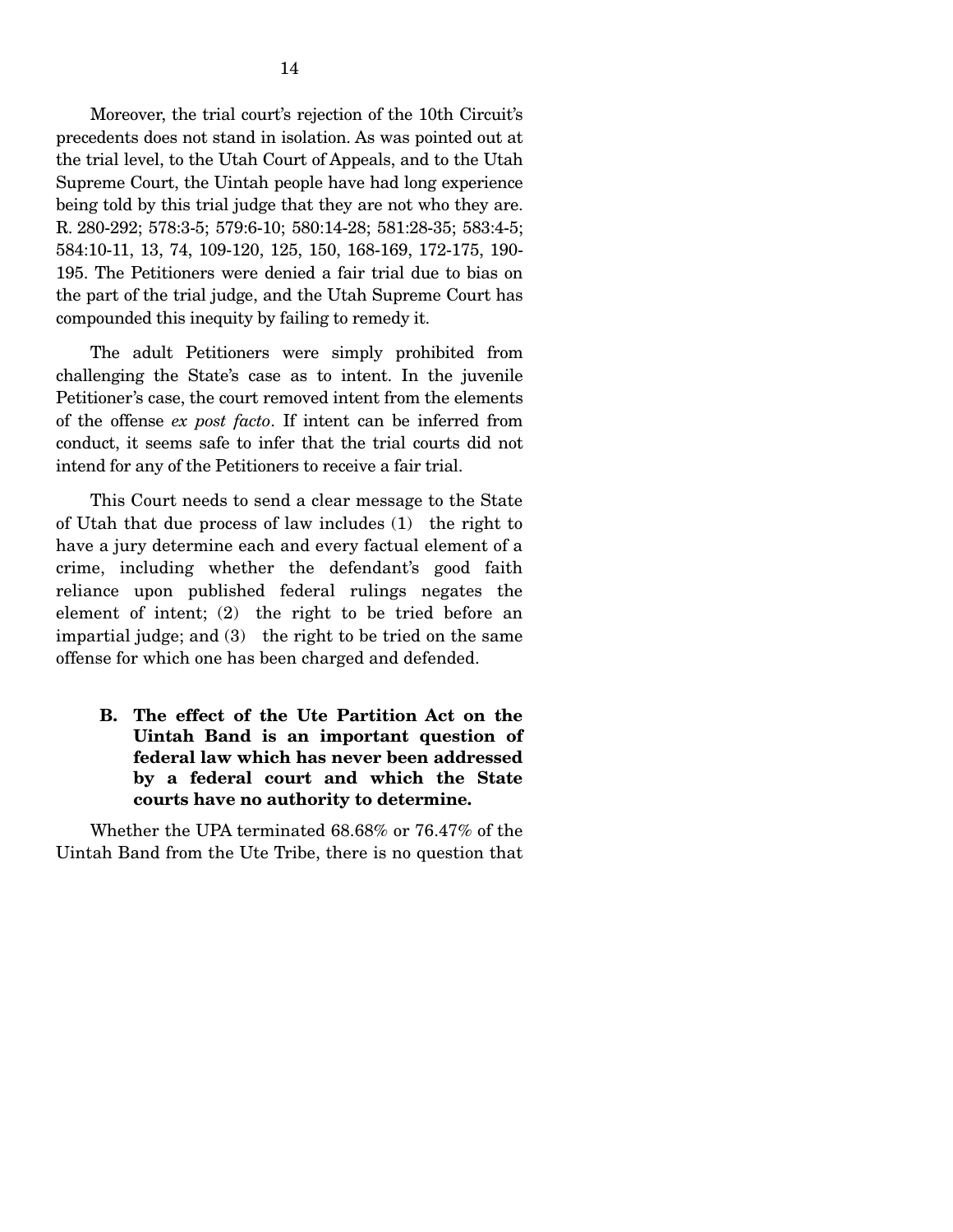Moreover, the trial court's rejection of the 10th Circuit's precedents does not stand in isolation. As was pointed out at the trial level, to the Utah Court of Appeals, and to the Utah Supreme Court, the Uintah people have had long experience being told by this trial judge that they are not who they are. R. 280-292; 578:3-5; 579:6-10; 580:14-28; 581:28-35; 583:4-5; 584:10-11, 13, 74, 109-120, 125, 150, 168-169, 172-175, 190-195. The Petitioners were denied a fair trial due to bias on the part of the trial judge, and the Utah Supreme Court has compounded this inequity by failing to remedy it.

The adult Petitioners were simply prohibited from challenging the State's case as to intent. In the juvenile Petitioner's case, the court removed intent from the elements of the offense *ex post facto*. If intent can be inferred from conduct, it seems safe to infer that the trial courts did not intend for any of the Petitioners to receive a fair trial.

This Court needs to send a clear message to the State of Utah that due process of law includes (1) the right to have a jury determine each and every factual element of a crime, including whether the defendant's good faith reliance upon published federal rulings negates the element of intent; (2) the right to be tried before an impartial judge; and (3) the right to be tried on the same offense for which one has been charged and defended.

### B. The effect of the Ute Partition Act on the Uintah Band is an important question of federal law which has never been addressed by a federal court and which the State courts have no authority to determine.

Whether the UPA terminated 68.68% or 76.47% of the Uintah Band from the Ute Tribe, there is no question that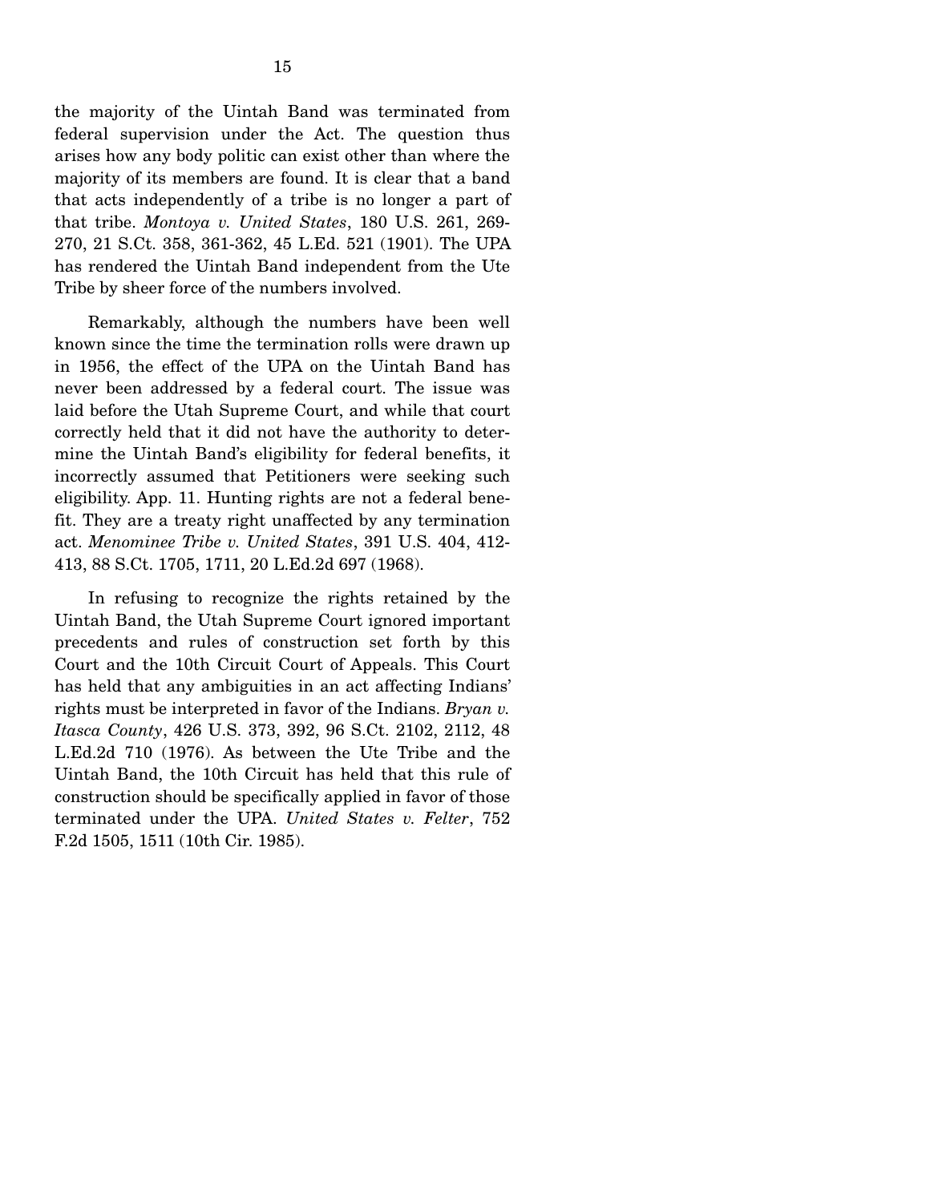the majority of the Uintah Band was terminated from federal supervision under the Act. The question thus arises how any body politic can exist other than where the majority of its members are found. It is clear that a band that acts independently of a tribe is no longer a part of that tribe. *Montoya v. United States*, 180 U.S. 261, 269-270, 21 S.Ct. 358, 361-362, 45 L.Ed. 521 (1901). The UPA has rendered the Uintah Band independent from the Ute Tribe by sheer force of the numbers involved.

Remarkably, although the numbers have been well known since the time the termination rolls were drawn up in 1956, the effect of the UPA on the Uintah Band has never been addressed by a federal court. The issue was laid before the Utah Supreme Court, and while that court correctly held that it did not have the authority to determine the Uintah Band's eligibility for federal benefits, it incorrectly assumed that Petitioners were seeking such eligibility. App. 11. Hunting rights are not a federal benefit. They are a treaty right unaffected by any termination act. *Menominee Tribe v. United States*, 391 U.S. 404, 412-413, 88 S.Ct. 1705, 1711, 20 L.Ed.2d 697 (1968).

In refusing to recognize the rights retained by the Uintah Band, the Utah Supreme Court ignored important precedents and rules of construction set forth by this Court and the 10th Circuit Court of Appeals. This Court has held that any ambiguities in an act affecting Indians' rights must be interpreted in favor of the Indians. *Bryan v. Itasca County*, 426 U.S. 373, 392, 96 S.Ct. 2102, 2112, 48 L.Ed.2d 710 (1976). As between the Ute Tribe and the Uintah Band, the 10th Circuit has held that this rule of construction should be specifically applied in favor of those terminated under the UPA. *United States v. Felter*, 752 F.2d 1505, 1511 (10th Cir. 1985).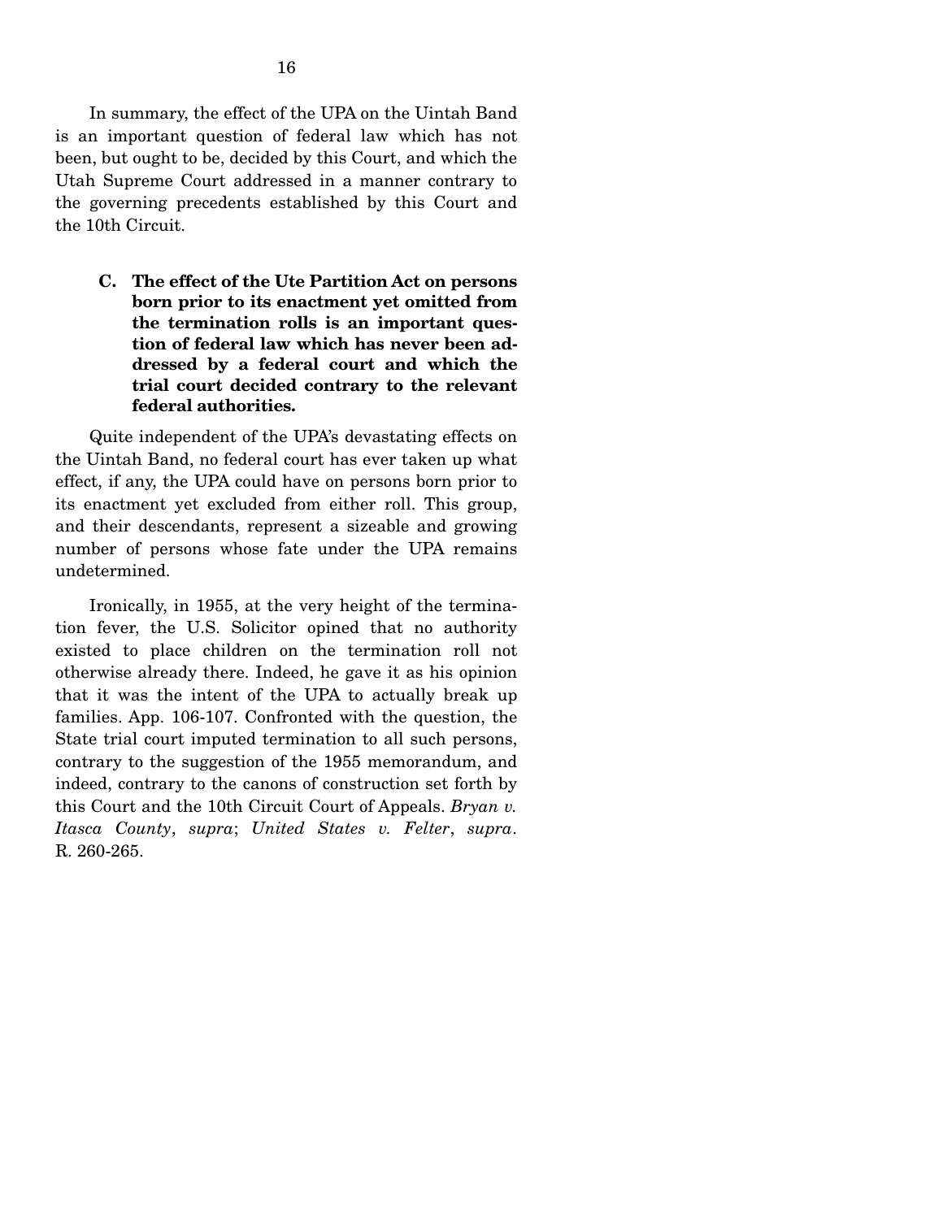In summary, the effect of the UPA on the Uintah Band is an important question of federal law which has not been, but ought to be, decided by this Court, and which the Utah Supreme Court addressed in a manner contrary to the governing precedents established by this Court and the 10th Circuit.

### C. The effect of the Ute Partition Act on persons born prior to its enactment yet omitted from the termination rolls is an important question of federal law which has never been addressed by a federal court and which the trial court decided contrary to the relevant federal authorities.

Quite independent of the UPA's devastating effects on the Uintah Band, no federal court has ever taken up what effect, if any, the UPA could have on persons born prior to its enactment yet excluded from either roll. This group, and their descendants, represent a sizeable and growing number of persons whose fate under the UPA remains undetermined.

Ironically, in 1955, at the very height of the termination fever, the U.S. Solicitor opined that no authority existed to place children on the termination roll not otherwise already there. Indeed, he gave it as his opinion that it was the intent of the UPA to actually break up families. App. 106-107. Confronted with the question, the State trial court imputed termination to all such persons, contrary to the suggestion of the 1955 memorandum, and indeed, contrary to the canons of construction set forth by this Court and the 10th Circuit Court of Appeals. *Bryan v. Itasca County*, *supra*; *United States v. Felter*, *supra*. R. 260-265.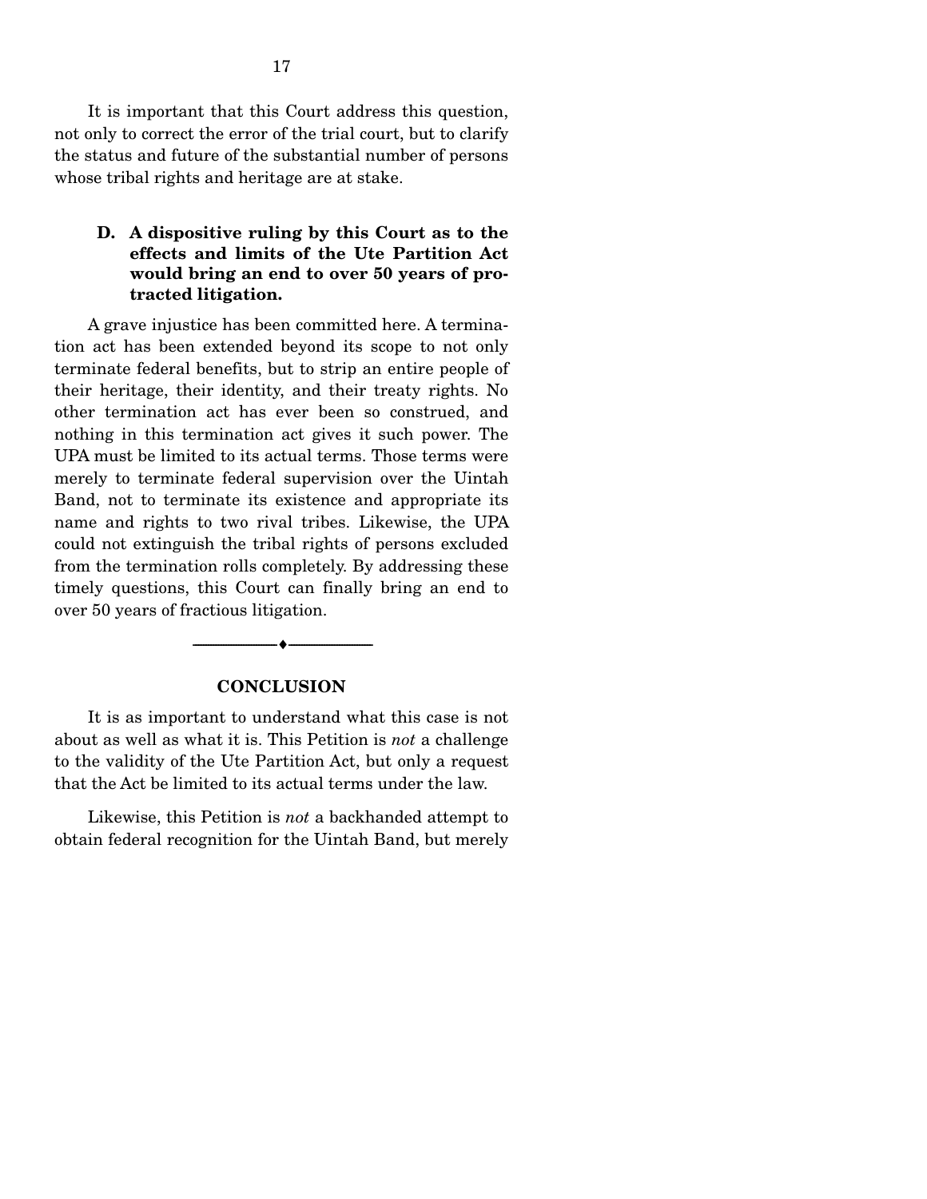It is important that this Court address this question, not only to correct the error of the trial court, but to clarify the status and future of the substantial number of persons whose tribal rights and heritage are at stake.

### D. A dispositive ruling by this Court as to the effects and limits of the Ute Partition Act would bring an end to over 50 years of protracted litigation.

A grave injustice has been committed here. A termination act has been extended beyond its scope to not only terminate federal benefits, but to strip an entire people of their heritage, their identity, and their treaty rights. No other termination act has ever been so construed, and nothing in this termination act gives it such power. The UPA must be limited to its actual terms. Those terms were merely to terminate federal supervision over the Uintah Band, not to terminate its existence and appropriate its name and rights to two rival tribes. Likewise, the UPA could not extinguish the tribal rights of persons excluded from the termination rolls completely. By addressing these timely questions, this Court can finally bring an end to over 50 years of fractious litigation.

---

## CONCLUSION

It is as important to understand what this case is not about as well as what it is. This Petition is *not* a challenge to the validity of the Ute Partition Act, but only a request that the Act be limited to its actual terms under the law.

Likewise, this Petition is *not* a backhanded attempt to obtain federal recognition for the Uintah Band, but merely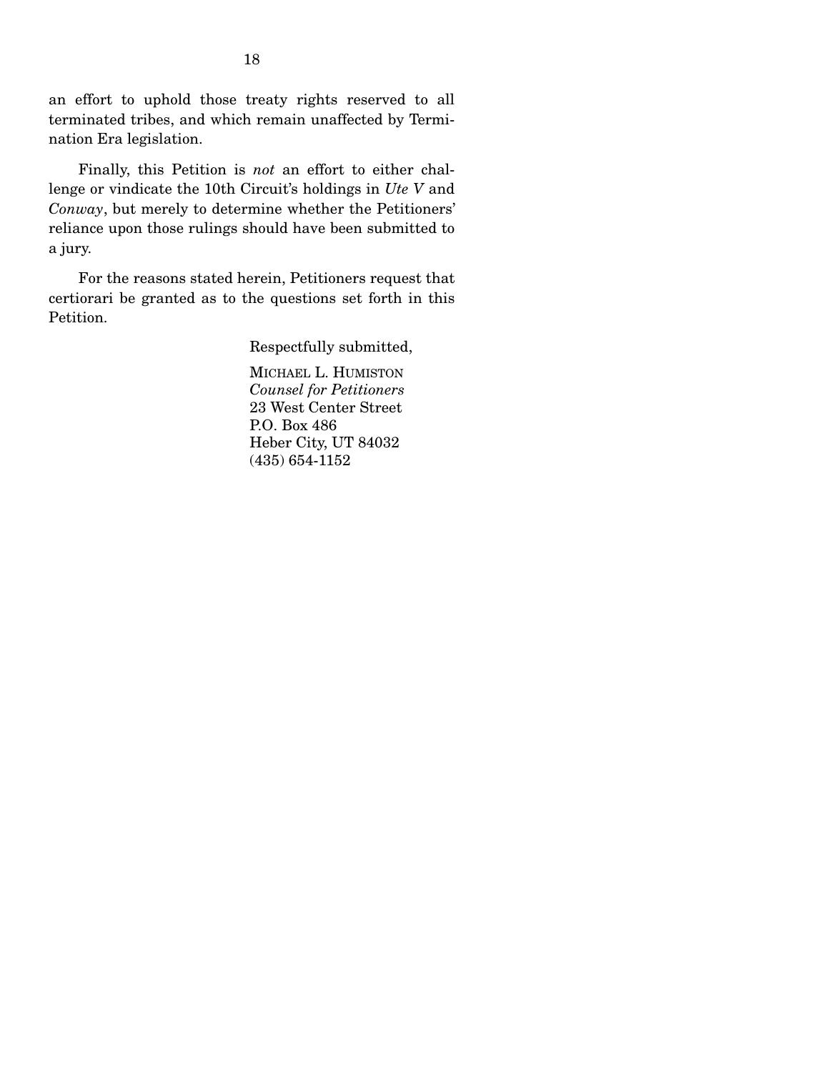an effort to uphold those treaty rights reserved to all terminated tribes, and which remain unaffected by Termination Era legislation.

Finally, this Petition is *not* an effort to either challenge or vindicate the 10th Circuit's holdings in *Ute V* and *Conway*, but merely to determine whether the Petitioners' reliance upon those rulings should have been submitted to a jury.

For the reasons stated herein, Petitioners request that certiorari be granted as to the questions set forth in this Petition.

Respectfully submitted,

MICHAEL L. HUMISTON
*Counsel for Petitioners*
23 West Center Street
P.O. Box 486
Heber City, UT 84032
(435) 654-1152